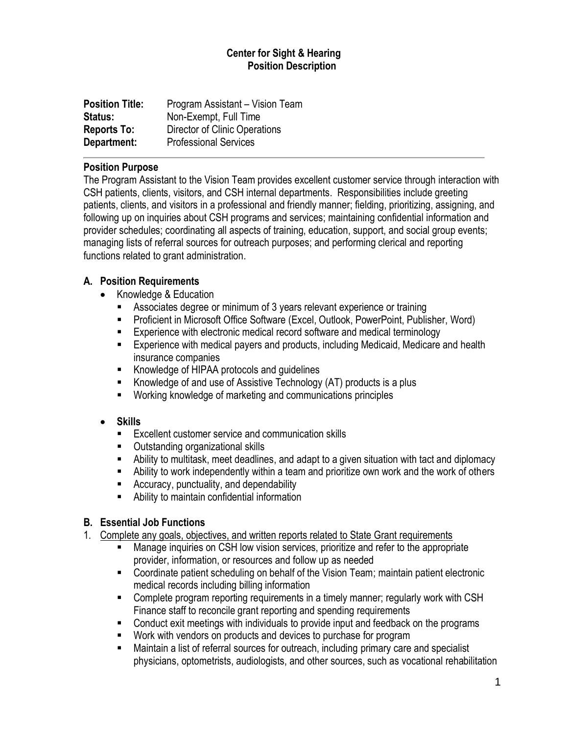**Center for Sight & Hearing**
**Position Description**

**Position Title:** Program Assistant – Vision Team
**Status:** Non-Exempt, Full Time
**Reports To:** Director of Clinic Operations
**Department:** Professional Services

## Position Purpose

The Program Assistant to the Vision Team provides excellent customer service through interaction with CSH patients, clients, visitors, and CSH internal departments. Responsibilities include greeting patients, clients, and visitors in a professional and friendly manner; fielding, prioritizing, assigning, and following up on inquiries about CSH programs and services; maintaining confidential information and provider schedules; coordinating all aspects of training, education, support, and social group events; managing lists of referral sources for outreach purposes; and performing clerical and reporting functions related to grant administration.

## A. Position Requirements

- Knowledge & Education
  - Associates degree or minimum of 3 years relevant experience or training
  - Proficient in Microsoft Office Software (Excel, Outlook, PowerPoint, Publisher, Word)
  - Experience with electronic medical record software and medical terminology
  - Experience with medical payers and products, including Medicaid, Medicare and health insurance companies
  - Knowledge of HIPAA protocols and guidelines
  - Knowledge of and use of Assistive Technology (AT) products is a plus
  - Working knowledge of marketing and communications principles

- **Skills**
  - Excellent customer service and communication skills
  - Outstanding organizational skills
  - Ability to multitask, meet deadlines, and adapt to a given situation with tact and diplomacy
  - Ability to work independently within a team and prioritize own work and the work of others
  - Accuracy, punctuality, and dependability
  - Ability to maintain confidential information

## B. Essential Job Functions

1. Complete any goals, objectives, and written reports related to State Grant requirements
   - Manage inquiries on CSH low vision services, prioritize and refer to the appropriate provider, information, or resources and follow up as needed
   - Coordinate patient scheduling on behalf of the Vision Team; maintain patient electronic medical records including billing information
   - Complete program reporting requirements in a timely manner; regularly work with CSH Finance staff to reconcile grant reporting and spending requirements
   - Conduct exit meetings with individuals to provide input and feedback on the programs
   - Work with vendors on products and devices to purchase for program
   - Maintain a list of referral sources for outreach, including primary care and specialist physicians, optometrists, audiologists, and other sources, such as vocational rehabilitation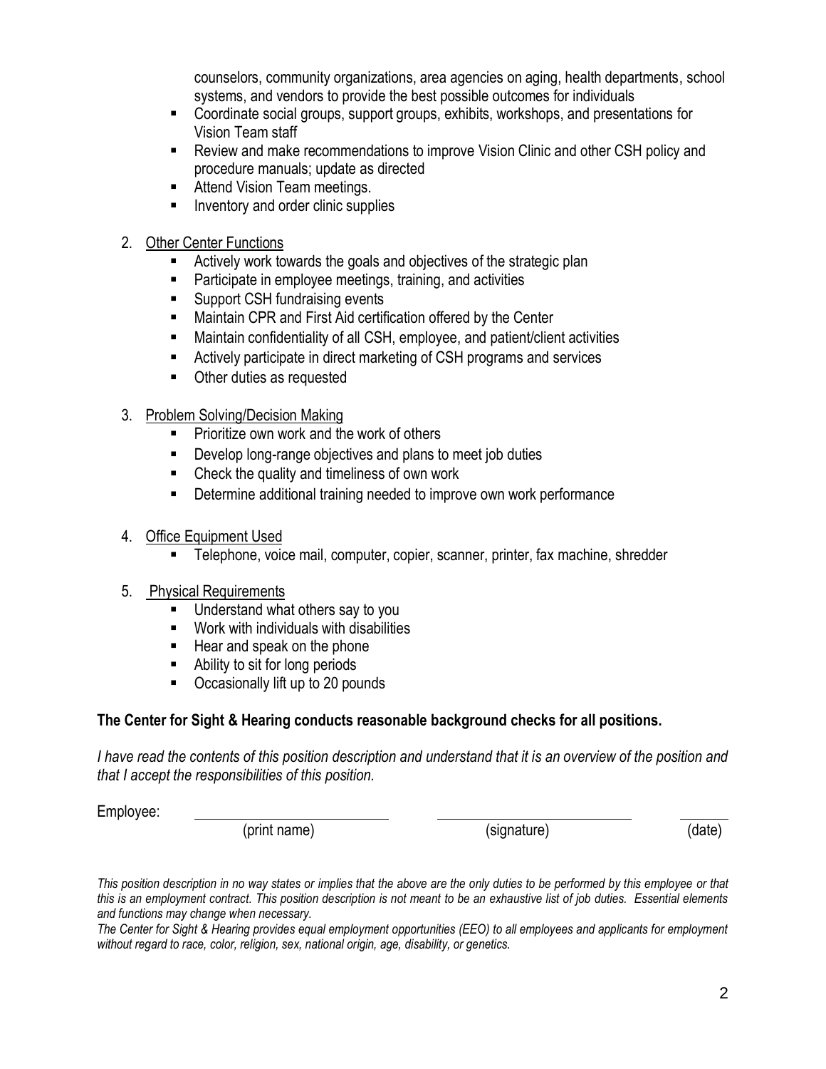counselors, community organizations, area agencies on aging, health departments, school systems, and vendors to provide the best possible outcomes for individuals

- Coordinate social groups, support groups, exhibits, workshops, and presentations for Vision Team staff
- Review and make recommendations to improve Vision Clinic and other CSH policy and procedure manuals; update as directed
- Attend Vision Team meetings.
- Inventory and order clinic supplies

2. Other Center Functions
   - Actively work towards the goals and objectives of the strategic plan
   - Participate in employee meetings, training, and activities
   - Support CSH fundraising events
   - Maintain CPR and First Aid certification offered by the Center
   - Maintain confidentiality of all CSH, employee, and patient/client activities
   - Actively participate in direct marketing of CSH programs and services
   - Other duties as requested

3. Problem Solving/Decision Making
   - Prioritize own work and the work of others
   - Develop long-range objectives and plans to meet job duties
   - Check the quality and timeliness of own work
   - Determine additional training needed to improve own work performance

4. Office Equipment Used
   - Telephone, voice mail, computer, copier, scanner, printer, fax machine, shredder

5. Physical Requirements
   - Understand what others say to you
   - Work with individuals with disabilities
   - Hear and speak on the phone
   - Ability to sit for long periods
   - Occasionally lift up to 20 pounds

**The Center for Sight & Hearing conducts reasonable background checks for all positions.**

*I have read the contents of this position description and understand that it is an overview of the position and that I accept the responsibilities of this position.*

Employee: ______________________ ______________________ ________

(print name) (signature) (date)

*This position description in no way states or implies that the above are the only duties to be performed by this employee or that this is an employment contract. This position description is not meant to be an exhaustive list of job duties. Essential elements and functions may change when necessary.*

*The Center for Sight & Hearing provides equal employment opportunities (EEO) to all employees and applicants for employment without regard to race, color, religion, sex, national origin, age, disability, or genetics.*